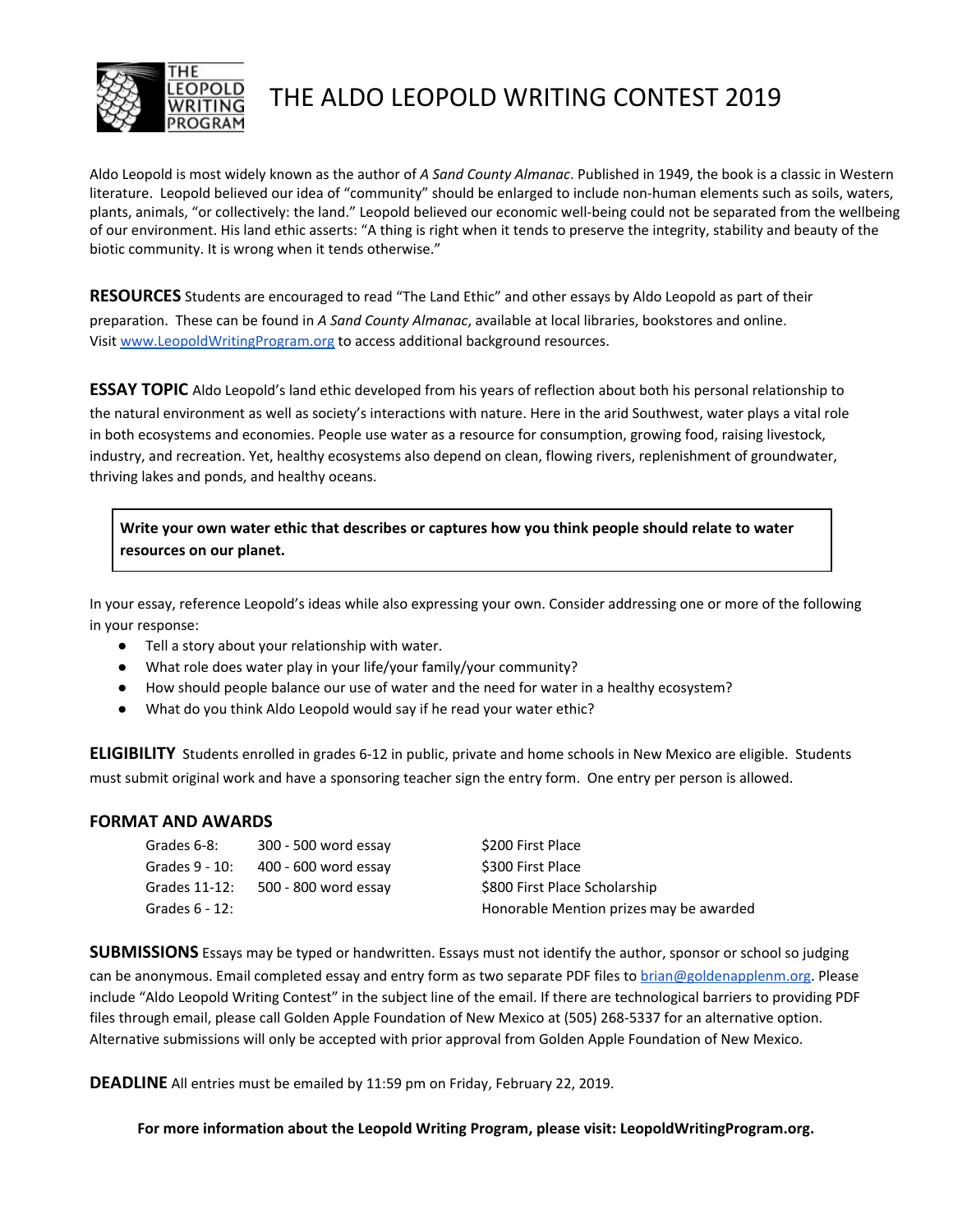# THE ALDO LEOPOLD WRITING CONTEST 2019

THE LEOPOLD WRITING PROGRAM

Aldo Leopold is most widely known as the author of *A Sand County Almanac*. Published in 1949, the book is a classic in Western literature. Leopold believed our idea of "community" should be enlarged to include non-human elements such as soils, waters, plants, animals, "or collectively: the land." Leopold believed our economic well-being could not be separated from the wellbeing of our environment. His land ethic asserts: "A thing is right when it tends to preserve the integrity, stability and beauty of the biotic community. It is wrong when it tends otherwise."

**RESOURCES** Students are encouraged to read "The Land Ethic" and other essays by Aldo Leopold as part of their preparation. These can be found in *A Sand County Almanac*, available at local libraries, bookstores and online. Visit www.LeopoldWritingProgram.org to access additional background resources.

**ESSAY TOPIC** Aldo Leopold's land ethic developed from his years of reflection about both his personal relationship to the natural environment as well as society's interactions with nature. Here in the arid Southwest, water plays a vital role in both ecosystems and economies. People use water as a resource for consumption, growing food, raising livestock, industry, and recreation. Yet, healthy ecosystems also depend on clean, flowing rivers, replenishment of groundwater, thriving lakes and ponds, and healthy oceans.

**Write your own water ethic that describes or captures how you think people should relate to water resources on our planet.**

In your essay, reference Leopold's ideas while also expressing your own. Consider addressing one or more of the following in your response:

- Tell a story about your relationship with water.
- What role does water play in your life/your family/your community?
- How should people balance our use of water and the need for water in a healthy ecosystem?
- What do you think Aldo Leopold would say if he read your water ethic?

**ELIGIBILITY** Students enrolled in grades 6-12 in public, private and home schools in New Mexico are eligible. Students must submit original work and have a sponsoring teacher sign the entry form. One entry per person is allowed.

**FORMAT AND AWARDS**

| | | |
|---|---|---|
| Grades 6-8: | 300 - 500 word essay | $200 First Place |
| Grades 9 - 10: | 400 - 600 word essay | $300 First Place |
| Grades 11-12: | 500 - 800 word essay | $800 First Place Scholarship |
| Grades 6 - 12: | | Honorable Mention prizes may be awarded |

**SUBMISSIONS** Essays may be typed or handwritten. Essays must not identify the author, sponsor or school so judging can be anonymous. Email completed essay and entry form as two separate PDF files to brian@goldenapplenm.org. Please include "Aldo Leopold Writing Contest" in the subject line of the email. If there are technological barriers to providing PDF files through email, please call Golden Apple Foundation of New Mexico at (505) 268-5337 for an alternative option. Alternative submissions will only be accepted with prior approval from Golden Apple Foundation of New Mexico.

**DEADLINE** All entries must be emailed by 11:59 pm on Friday, February 22, 2019.

**For more information about the Leopold Writing Program, please visit: LeopoldWritingProgram.org.**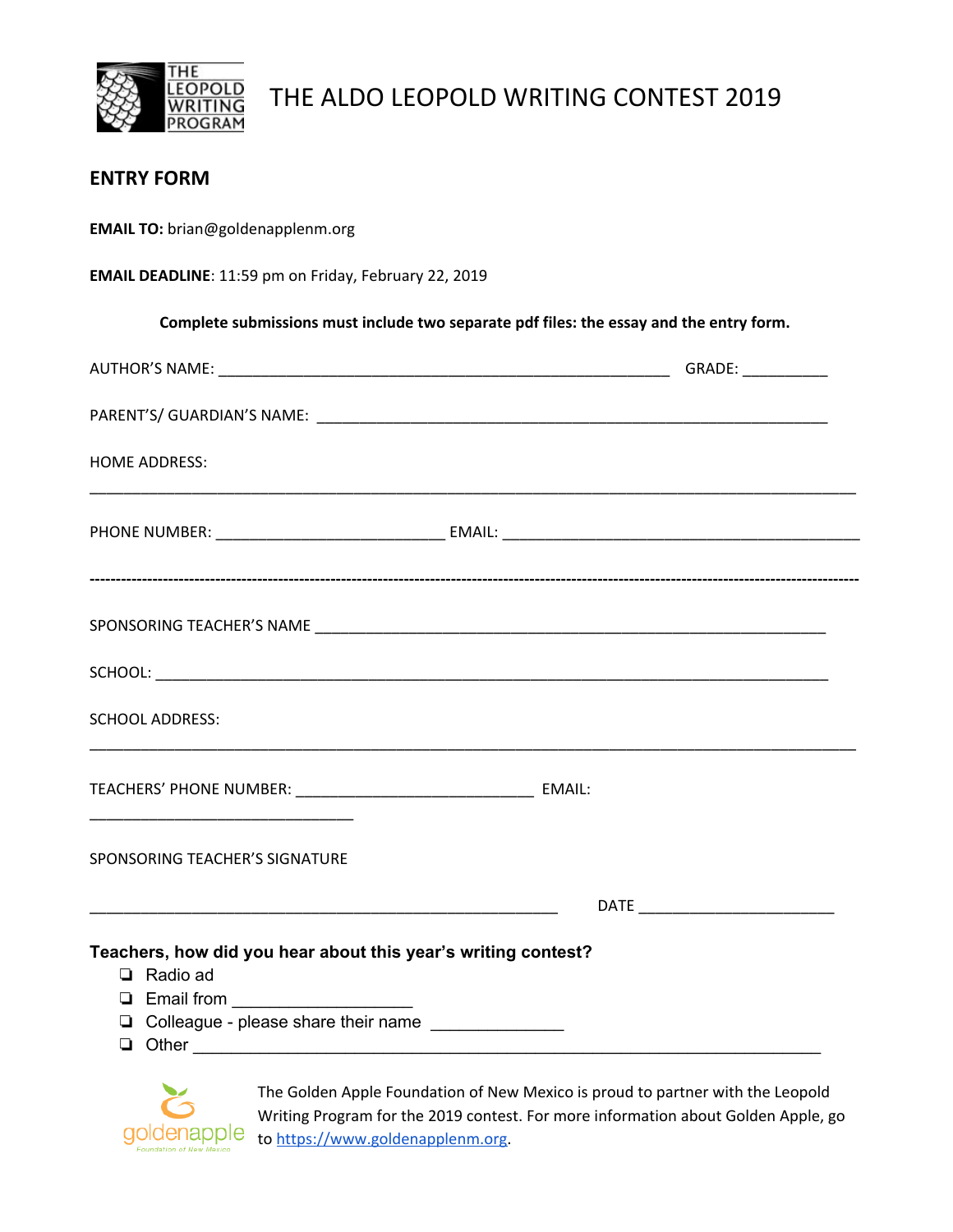THE LEOPOLD WRITING PROGRAM

# THE ALDO LEOPOLD WRITING CONTEST 2019

## ENTRY FORM

**EMAIL TO:** brian@goldenapplenm.org

**EMAIL DEADLINE**: 11:59 pm on Friday, February 22, 2019

**Complete submissions must include two separate pdf files: the essay and the entry form.**

AUTHOR'S NAME: ______________________________________________________ GRADE: __________

PARENT'S/ GUARDIAN'S NAME: _____________________________________________________________

HOME ADDRESS:

_____________________________________________________________________________________________

PHONE NUMBER: ___________________________ EMAIL: ___________________________________________

---

SPONSORING TEACHER'S NAME _______________________________________________________________

SCHOOL: ________________________________________________________________________________

SCHOOL ADDRESS:

_____________________________________________________________________________________________

TEACHERS' PHONE NUMBER: ____________________________ EMAIL:

_______________________________

SPONSORING TEACHER'S SIGNATURE

________________________________________________________ DATE _______________________

**Teachers, how did you hear about this year's writing contest?**

- ❏ Radio ad
- ❏ Email from ____________________
- ❏ Colleague - please share their name ______________
- ❏ Other ______________________________________________________________________

goldenapple Foundation of New Mexico

The Golden Apple Foundation of New Mexico is proud to partner with the Leopold Writing Program for the 2019 contest. For more information about Golden Apple, go to [https://www.goldenapplenm.org](https://www.goldenapplenm.org).